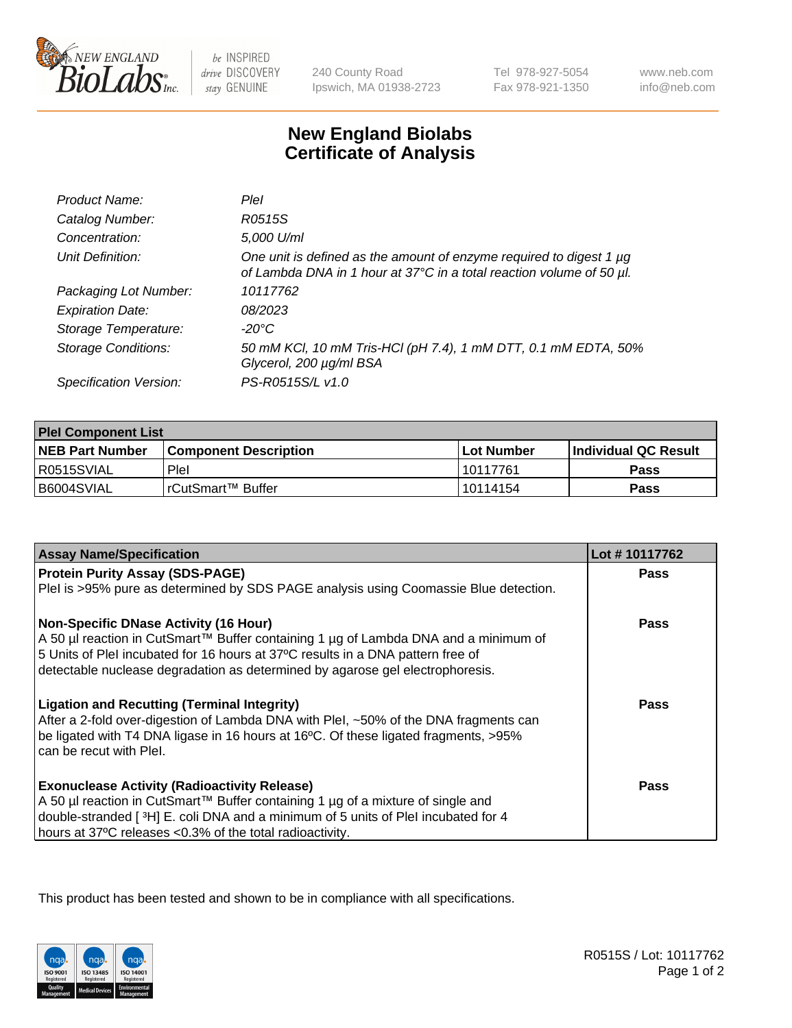240 County Road
Ipswich, MA 01938-2723

Tel 978-927-5054
Fax 978-921-1350

www.neb.com
info@neb.com

# New England Biolabs Certificate of Analysis

| | |
|---|---|
| *Product Name:* | *PleI* |
| *Catalog Number:* | *R0515S* |
| *Concentration:* | *5,000 U/ml* |
| *Unit Definition:* | *One unit is defined as the amount of enzyme required to digest 1 µg of Lambda DNA in 1 hour at 37°C in a total reaction volume of 50 µl.* |
| *Packaging Lot Number:* | *10117762* |
| *Expiration Date:* | *08/2023* |
| *Storage Temperature:* | *-20°C* |
| *Storage Conditions:* | *50 mM KCl, 10 mM Tris-HCl (pH 7.4), 1 mM DTT, 0.1 mM EDTA, 50% Glycerol, 200 µg/ml BSA* |
| *Specification Version:* | *PS-R0515S/L v1.0* |

| PleI Component List | | | |
|---|---|---|---|
| **NEB Part Number** | **Component Description** | **Lot Number** | **Individual QC Result** |
| R0515SVIAL | PleI | 10117761 | **Pass** |
| B6004SVIAL | rCutSmart™ Buffer | 10114154 | **Pass** |

| Assay Name/Specification | Lot # 10117762 |
|---|---|
| **Protein Purity Assay (SDS-PAGE)**<br>PleI is >95% pure as determined by SDS PAGE analysis using Coomassie Blue detection. | **Pass** |
| **Non-Specific DNase Activity (16 Hour)**<br>A 50 µl reaction in CutSmart™ Buffer containing 1 µg of Lambda DNA and a minimum of 5 Units of PleI incubated for 16 hours at 37ºC results in a DNA pattern free of detectable nuclease degradation as determined by agarose gel electrophoresis. | **Pass** |
| **Ligation and Recutting (Terminal Integrity)**<br>After a 2-fold over-digestion of Lambda DNA with PleI, ~50% of the DNA fragments can be ligated with T4 DNA ligase in 16 hours at 16ºC. Of these ligated fragments, >95% can be recut with PleI. | **Pass** |
| **Exonuclease Activity (Radioactivity Release)**<br>A 50 µl reaction in CutSmart™ Buffer containing 1 µg of a mixture of single and double-stranded [ $^3$H] E. coli DNA and a minimum of 5 units of PleI incubated for 4 hours at 37ºC releases <0.3% of the total radioactivity. | **Pass** |

This product has been tested and shown to be in compliance with all specifications.

R0515S / Lot: 10117762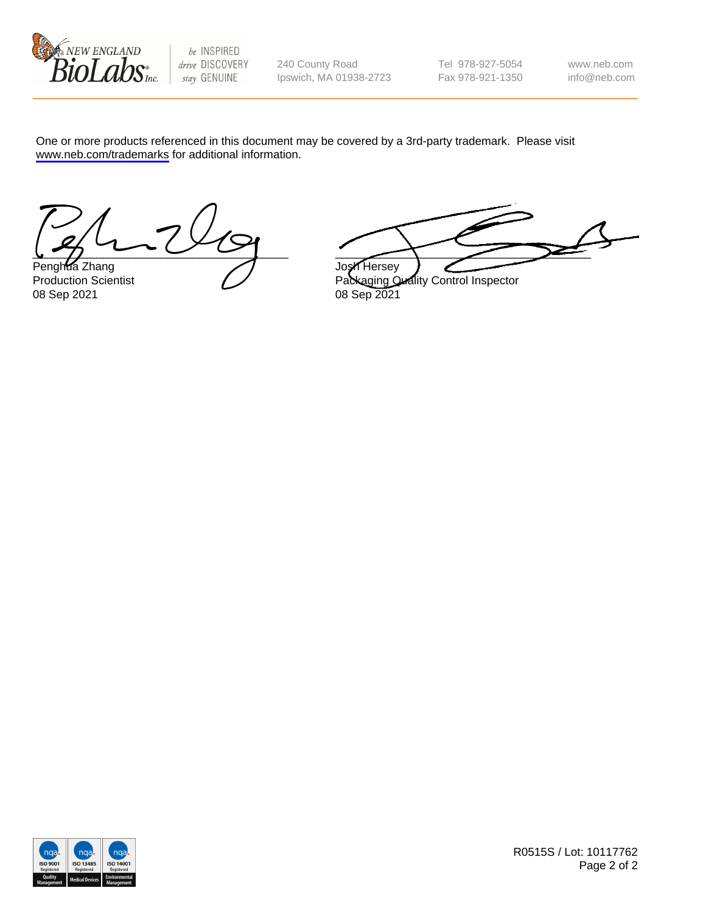One or more products referenced in this document may be covered by a 3rd-party trademark. Please visit www.neb.com/trademarks for additional information.

Penghua Zhang
Production Scientist
08 Sep 2021

Josh Hersey
Packaging Quality Control Inspector
08 Sep 2021

R0515S / Lot: 10117762